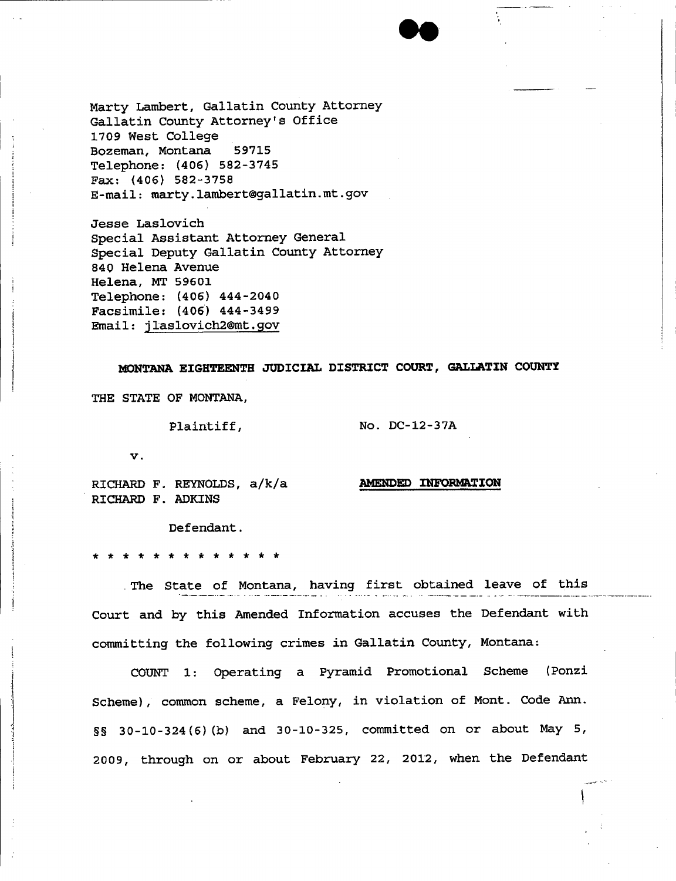Marty Lambert, Gallatin County Attorney
Gallatin County Attorney's Office
1709 West College
Bozeman, Montana 59715
Telephone: (406) 582-3745
Fax: (406) 582-3758
E-mail: marty.lambert@gallatin.mt.gov

Jesse Laslovich
Special Assistant Attorney General
Special Deputy Gallatin County Attorney
840 Helena Avenue
Helena, MT 59601
Telephone: (406) 444-2040
Facsimile: (406) 444-3499
Email: jlaslovich2@mt.gov

**MONTANA EIGHTEENTH JUDICIAL DISTRICT COURT, GALLATIN COUNTY**

THE STATE OF MONTANA,

Plaintiff,

No. DC-12-37A

v.

RICHARD F. REYNOLDS, a/k/a
RICHARD F. ADKINS

**AMENDED INFORMATION**

Defendant.

* * * * * * * * * * * * * *

The State of Montana, having first obtained leave of this Court and by this Amended Information accuses the Defendant with committing the following crimes in Gallatin County, Montana:

COUNT 1: Operating a Pyramid Promotional Scheme (Ponzi Scheme), common scheme, a Felony, in violation of Mont. Code Ann. §§ 30-10-324(6)(b) and 30-10-325, committed on or about May 5, 2009, through on or about February 22, 2012, when the Defendant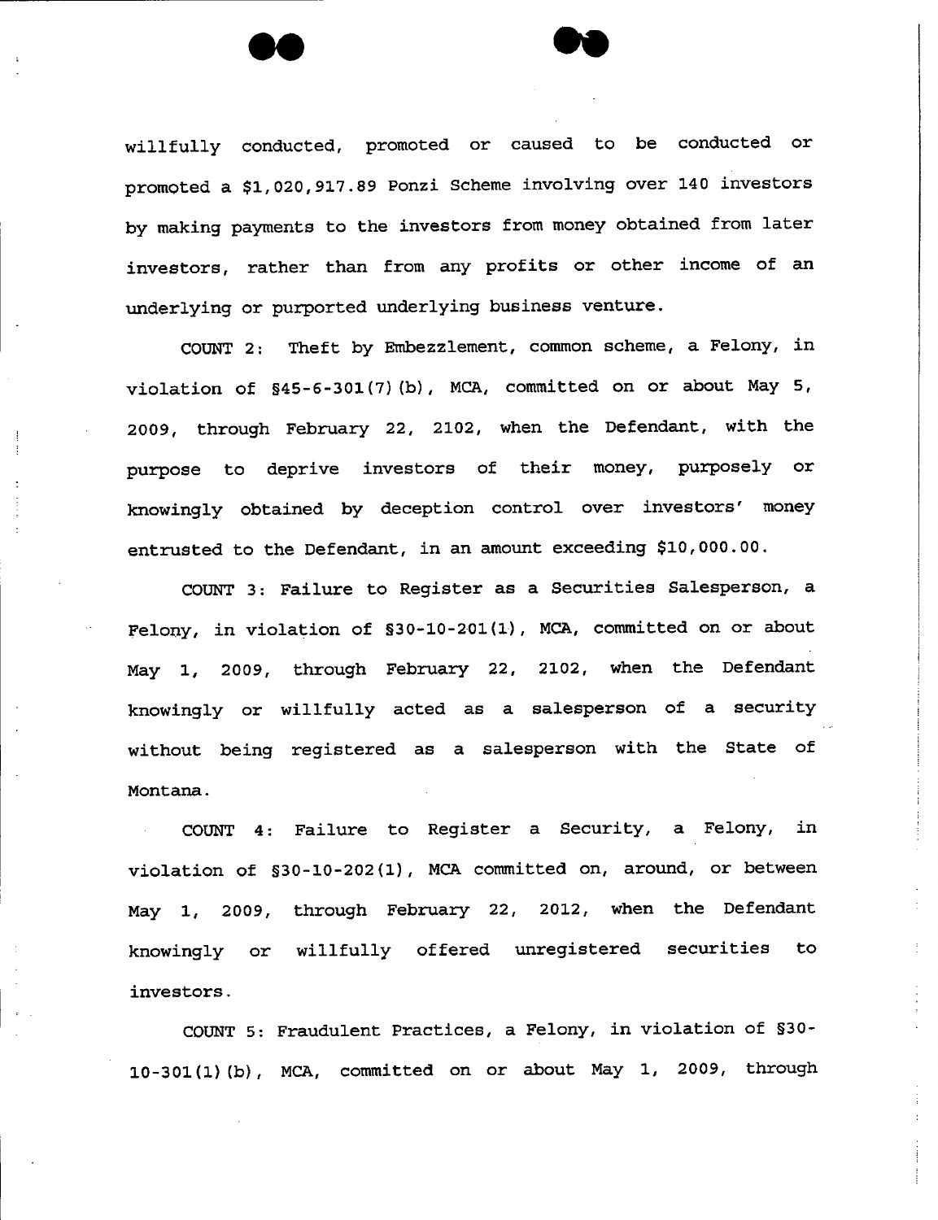willfully conducted, promoted or caused to be conducted or promoted a $1,020,917.89 Ponzi Scheme involving over 140 investors by making payments to the investors from money obtained from later investors, rather than from any profits or other income of an underlying or purported underlying business venture.

COUNT 2: Theft by Embezzlement, common scheme, a Felony, in violation of §45-6-301(7)(b), MCA, committed on or about May 5, 2009, through February 22, 2102, when the Defendant, with the purpose to deprive investors of their money, purposely or knowingly obtained by deception control over investors' money entrusted to the Defendant, in an amount exceeding $10,000.00.

COUNT 3: Failure to Register as a Securities Salesperson, a Felony, in violation of §30-10-201(1), MCA, committed on or about May 1, 2009, through February 22, 2102, when the Defendant knowingly or willfully acted as a salesperson of a security without being registered as a salesperson with the State of Montana.

COUNT 4: Failure to Register a Security, a Felony, in violation of §30-10-202(1), MCA committed on, around, or between May 1, 2009, through February 22, 2012, when the Defendant knowingly or willfully offered unregistered securities to investors.

COUNT 5: Fraudulent Practices, a Felony, in violation of §30-10-301(1)(b), MCA, committed on or about May 1, 2009, through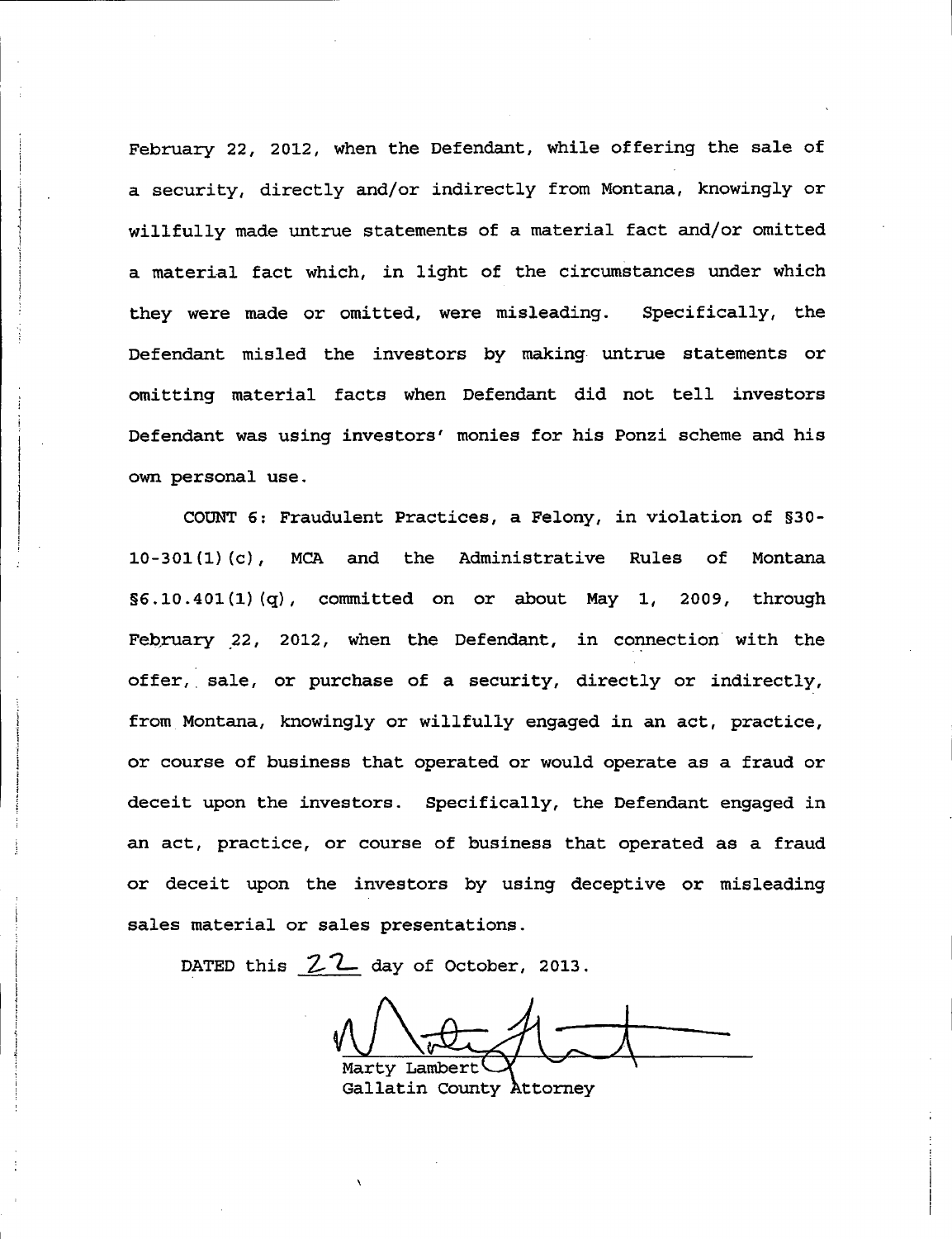February 22, 2012, when the Defendant, while offering the sale of a security, directly and/or indirectly from Montana, knowingly or willfully made untrue statements of a material fact and/or omitted a material fact which, in light of the circumstances under which they were made or omitted, were misleading. Specifically, the Defendant misled the investors by making untrue statements or omitting material facts when Defendant did not tell investors Defendant was using investors' monies for his Ponzi scheme and his own personal use.

COUNT 6: Fraudulent Practices, a Felony, in violation of §30-10-301(1)(c), MCA and the Administrative Rules of Montana §6.10.401(1)(q), committed on or about May 1, 2009, through February 22, 2012, when the Defendant, in connection with the offer, sale, or purchase of a security, directly or indirectly, from Montana, knowingly or willfully engaged in an act, practice, or course of business that operated or would operate as a fraud or deceit upon the investors. Specifically, the Defendant engaged in an act, practice, or course of business that operated as a fraud or deceit upon the investors by using deceptive or misleading sales material or sales presentations.

DATED this 22 day of October, 2013.

Marty Lambert
Gallatin County Attorney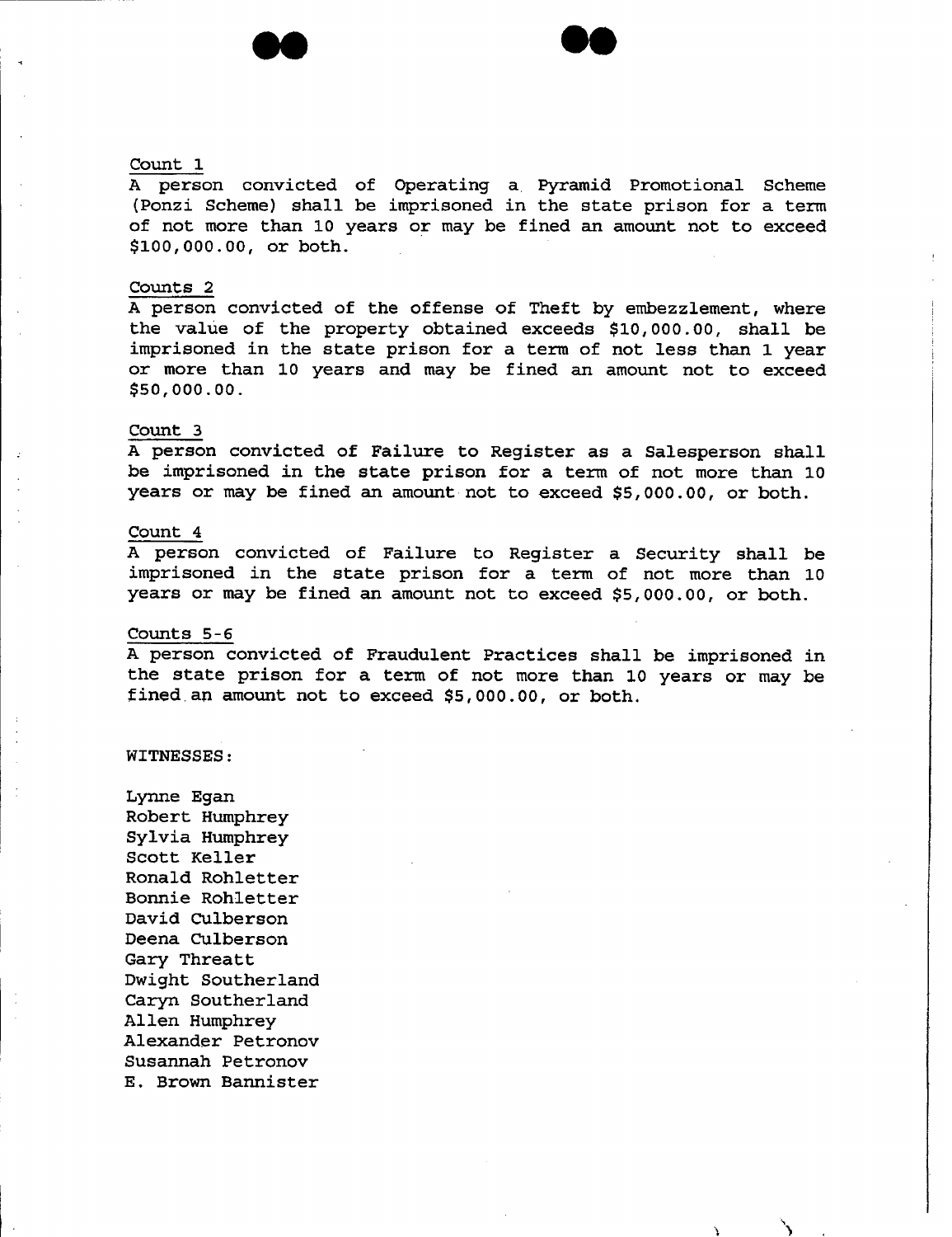Count 1

A person convicted of Operating a Pyramid Promotional Scheme (Ponzi Scheme) shall be imprisoned in the state prison for a term of not more than 10 years or may be fined an amount not to exceed $100,000.00, or both.

Counts 2

A person convicted of the offense of Theft by embezzlement, where the value of the property obtained exceeds $10,000.00, shall be imprisoned in the state prison for a term of not less than 1 year or more than 10 years and may be fined an amount not to exceed $50,000.00.

Count 3

A person convicted of Failure to Register as a Salesperson shall be imprisoned in the state prison for a term of not more than 10 years or may be fined an amount not to exceed $5,000.00, or both.

Count 4

A person convicted of Failure to Register a Security shall be imprisoned in the state prison for a term of not more than 10 years or may be fined an amount not to exceed $5,000.00, or both.

Counts 5-6

A person convicted of Fraudulent Practices shall be imprisoned in the state prison for a term of not more than 10 years or may be fined an amount not to exceed $5,000.00, or both.

WITNESSES:

Lynne Egan
Robert Humphrey
Sylvia Humphrey
Scott Keller
Ronald Rohletter
Bonnie Rohletter
David Culberson
Deena Culberson
Gary Threatt
Dwight Southerland
Caryn Southerland
Allen Humphrey
Alexander Petronov
Susannah Petronov
E. Brown Bannister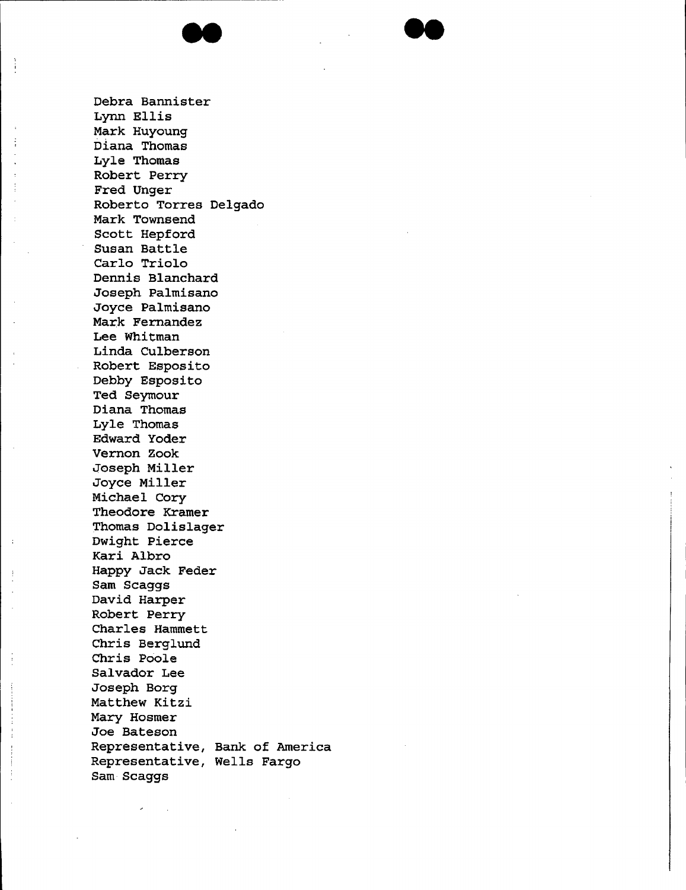Debra Bannister
Lynn Ellis
Mark Huyoung
Diana Thomas
Lyle Thomas
Robert Perry
Fred Unger
Roberto Torres Delgado
Mark Townsend
Scott Hepford
Susan Battle
Carlo Triolo
Dennis Blanchard
Joseph Palmisano
Joyce Palmisano
Mark Fernandez
Lee Whitman
Linda Culberson
Robert Esposito
Debby Esposito
Ted Seymour
Diana Thomas
Lyle Thomas
Edward Yoder
Vernon Zook
Joseph Miller
Joyce Miller
Michael Cory
Theodore Kramer
Thomas Dolislager
Dwight Pierce
Kari Albro
Happy Jack Feder
Sam Scaggs
David Harper
Robert Perry
Charles Hammett
Chris Berglund
Chris Poole
Salvador Lee
Joseph Borg
Matthew Kitzi
Mary Hosmer
Joe Bateson
Representative, Bank of America
Representative, Wells Fargo
Sam Scaggs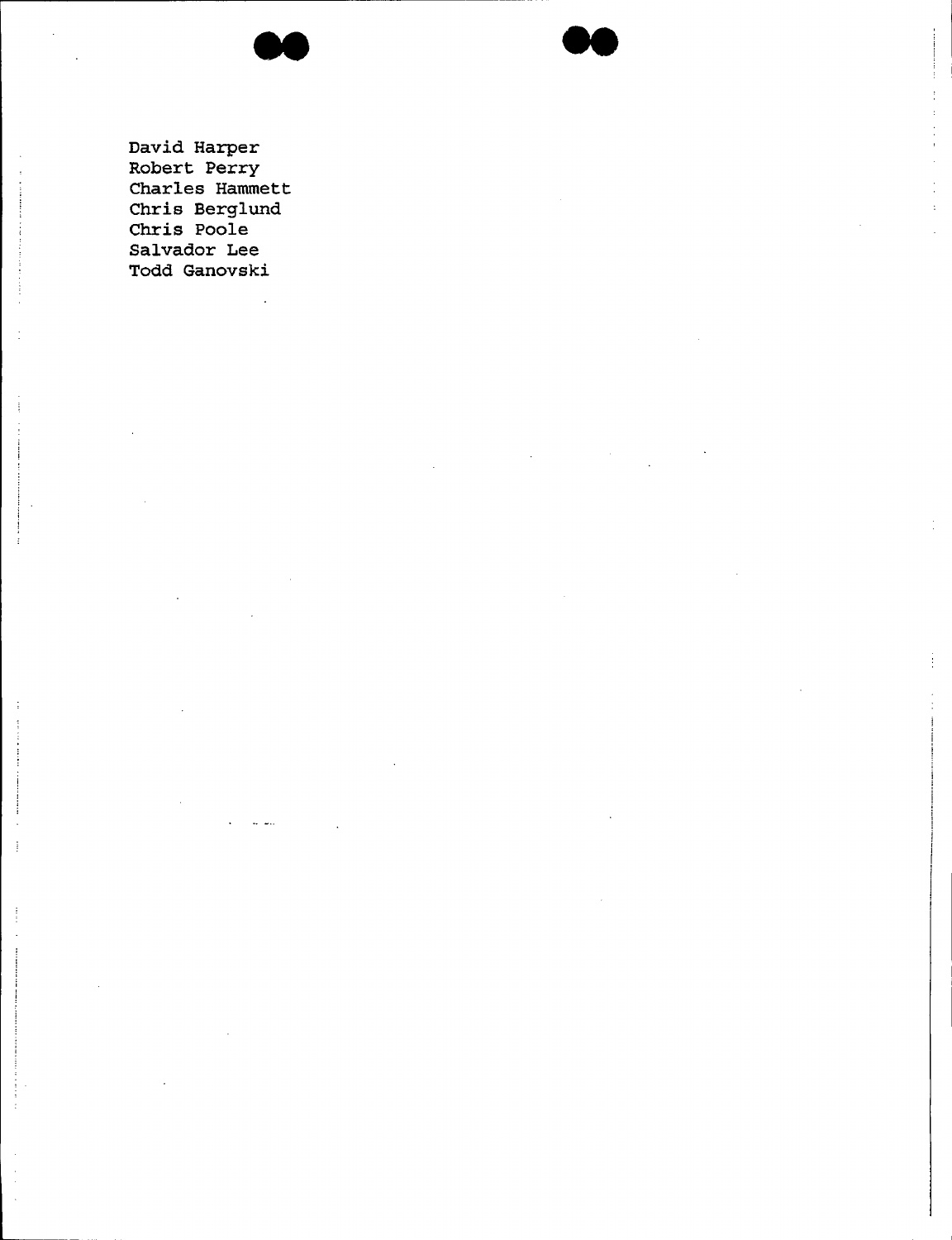David Harper
Robert Perry
Charles Hammett
Chris Berglund
Chris Poole
Salvador Lee
Todd Ganovski